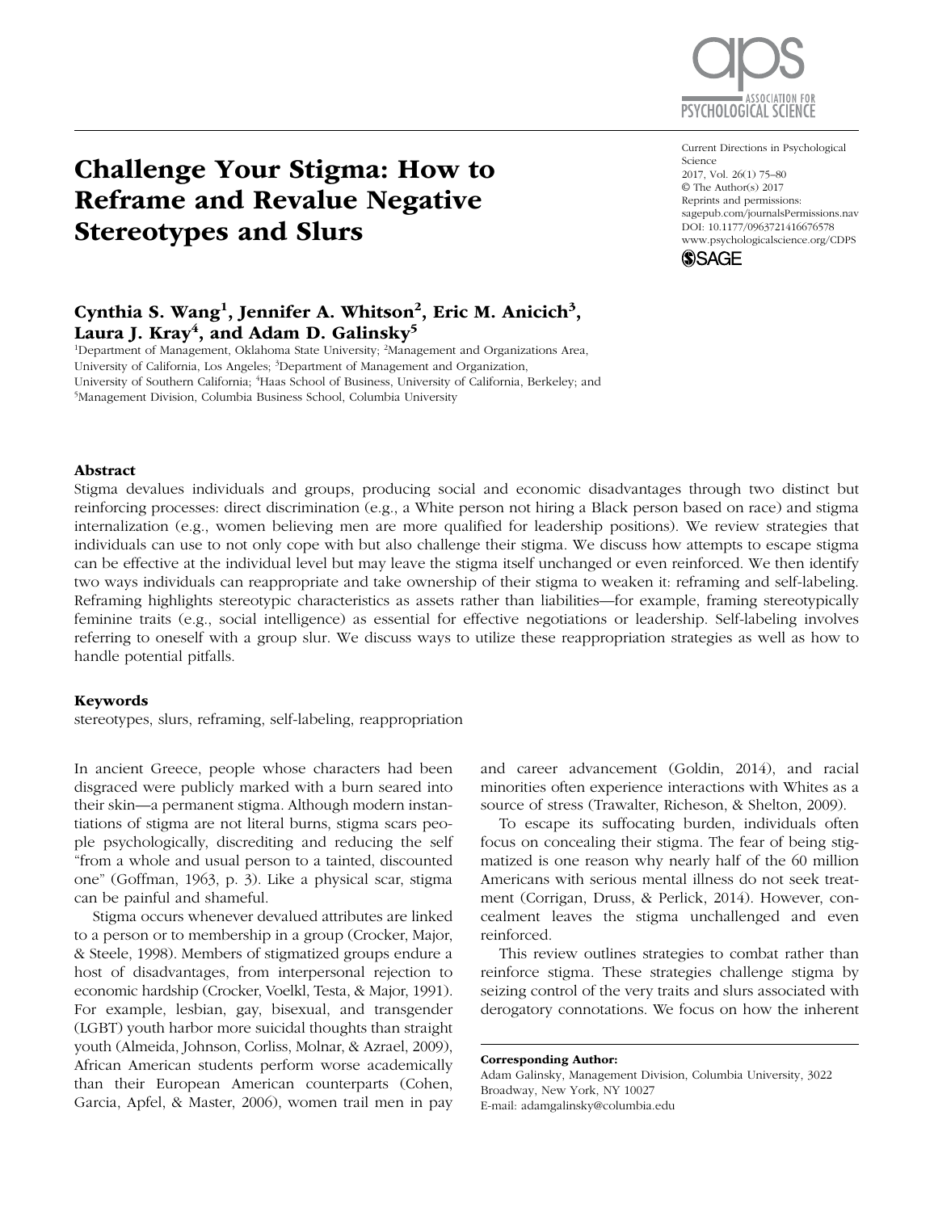# Challenge Your Stigma: How to Reframe and Revalue Negative Stereotypes and Slurs

**Cynthia S. Wang[1], Jennifer A. Whitson[2], Eric M. Anicich[3], Laura J. Kray[4], and Adam D. Galinsky[5]**

[1]Department of Management, Oklahoma State University; [2]Management and Organizations Area, University of California, Los Angeles; [3]Department of Management and Organization, University of Southern California; [4]Haas School of Business, University of California, Berkeley; and [5]Management Division, Columbia Business School, Columbia University

Current Directions in Psychological Science
2017, Vol. 26(1) 75–80
© The Author(s) 2017
Reprints and permissions: sagepub.com/journalsPermissions.nav
DOI: 10.1177/0963721416676578
www.psychologicalscience.org/CDPS

## Abstract

Stigma devalues individuals and groups, producing social and economic disadvantages through two distinct but reinforcing processes: direct discrimination (e.g., a White person not hiring a Black person based on race) and stigma internalization (e.g., women believing men are more qualified for leadership positions). We review strategies that individuals can use to not only cope with but also challenge their stigma. We discuss how attempts to escape stigma can be effective at the individual level but may leave the stigma itself unchanged or even reinforced. We then identify two ways individuals can reappropriate and take ownership of their stigma to weaken it: reframing and self-labeling. Reframing highlights stereotypic characteristics as assets rather than liabilities—for example, framing stereotypically feminine traits (e.g., social intelligence) as essential for effective negotiations or leadership. Self-labeling involves referring to oneself with a group slur. We discuss ways to utilize these reappropriation strategies as well as how to handle potential pitfalls.

## Keywords

stereotypes, slurs, reframing, self-labeling, reappropriation

In ancient Greece, people whose characters had been disgraced were publicly marked with a burn seared into their skin—a permanent stigma. Although modern instantiations of stigma are not literal burns, stigma scars people psychologically, discrediting and reducing the self "from a whole and usual person to a tainted, discounted one" (Goffman, 1963, p. 3). Like a physical scar, stigma can be painful and shameful.

Stigma occurs whenever devalued attributes are linked to a person or to membership in a group (Crocker, Major, & Steele, 1998). Members of stigmatized groups endure a host of disadvantages, from interpersonal rejection to economic hardship (Crocker, Voelkl, Testa, & Major, 1991). For example, lesbian, gay, bisexual, and transgender (LGBT) youth harbor more suicidal thoughts than straight youth (Almeida, Johnson, Corliss, Molnar, & Azrael, 2009), African American students perform worse academically than their European American counterparts (Cohen, Garcia, Apfel, & Master, 2006), women trail men in pay and career advancement (Goldin, 2014), and racial minorities often experience interactions with Whites as a source of stress (Trawalter, Richeson, & Shelton, 2009).

To escape its suffocating burden, individuals often focus on concealing their stigma. The fear of being stigmatized is one reason why nearly half of the 60 million Americans with serious mental illness do not seek treatment (Corrigan, Druss, & Perlick, 2014). However, concealment leaves the stigma unchallenged and even reinforced.

This review outlines strategies to combat rather than reinforce stigma. These strategies challenge stigma by seizing control of the very traits and slurs associated with derogatory connotations. We focus on how the inherent

**Corresponding Author:**
Adam Galinsky, Management Division, Columbia University, 3022 Broadway, New York, NY 10027
E-mail: adamgalinsky@columbia.edu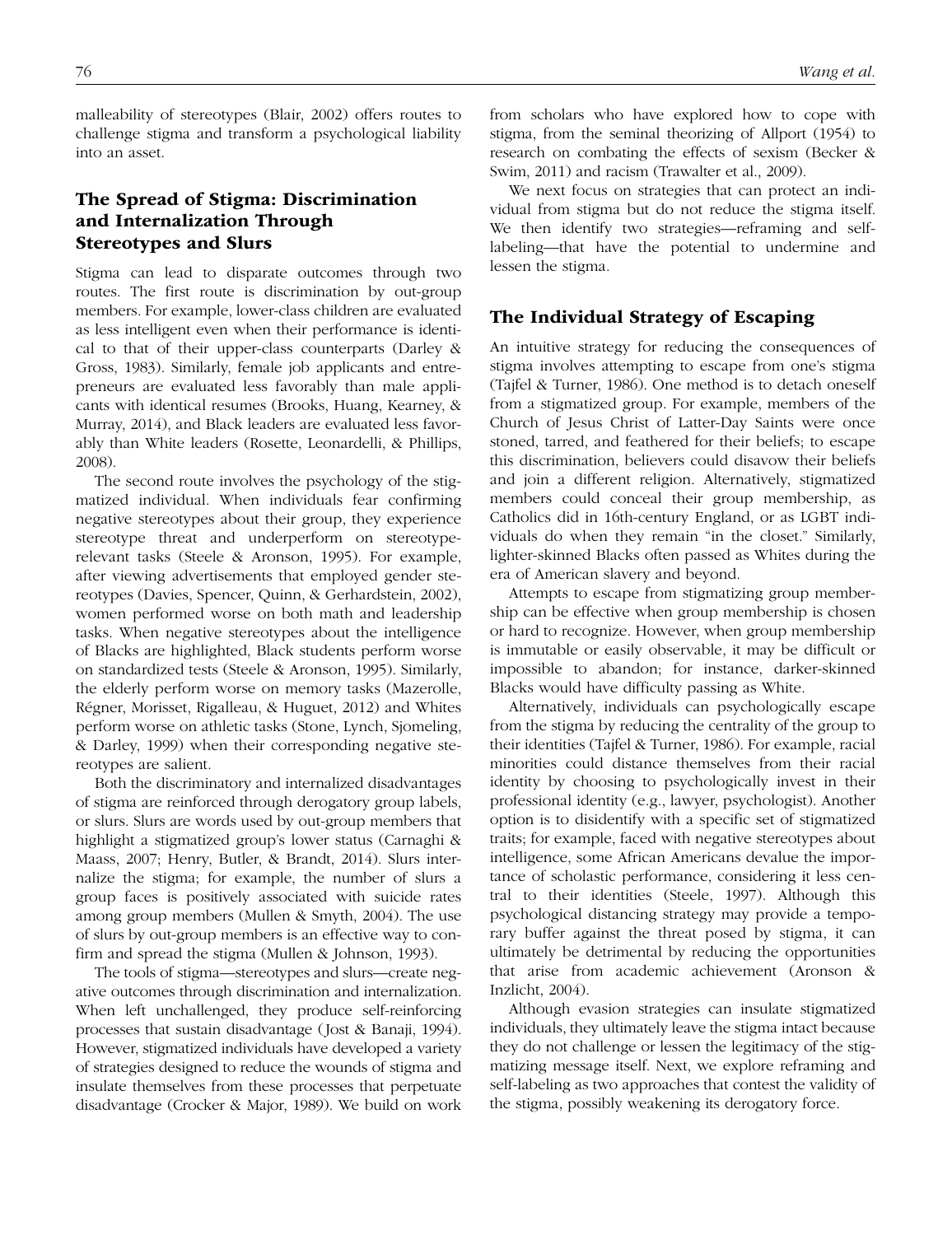malleability of stereotypes (Blair, 2002) offers routes to challenge stigma and transform a psychological liability into an asset.

## The Spread of Stigma: Discrimination and Internalization Through Stereotypes and Slurs

Stigma can lead to disparate outcomes through two routes. The first route is discrimination by out-group members. For example, lower-class children are evaluated as less intelligent even when their performance is identical to that of their upper-class counterparts (Darley & Gross, 1983). Similarly, female job applicants and entrepreneurs are evaluated less favorably than male applicants with identical resumes (Brooks, Huang, Kearney, & Murray, 2014), and Black leaders are evaluated less favorably than White leaders (Rosette, Leonardelli, & Phillips, 2008).

The second route involves the psychology of the stigmatized individual. When individuals fear confirming negative stereotypes about their group, they experience stereotype threat and underperform on stereotype-relevant tasks (Steele & Aronson, 1995). For example, after viewing advertisements that employed gender stereotypes (Davies, Spencer, Quinn, & Gerhardstein, 2002), women performed worse on both math and leadership tasks. When negative stereotypes about the intelligence of Blacks are highlighted, Black students perform worse on standardized tests (Steele & Aronson, 1995). Similarly, the elderly perform worse on memory tasks (Mazerolle, Régner, Morisset, Rigalleau, & Huguet, 2012) and Whites perform worse on athletic tasks (Stone, Lynch, Sjomeling, & Darley, 1999) when their corresponding negative stereotypes are salient.

Both the discriminatory and internalized disadvantages of stigma are reinforced through derogatory group labels, or slurs. Slurs are words used by out-group members that highlight a stigmatized group's lower status (Carnaghi & Maass, 2007; Henry, Butler, & Brandt, 2014). Slurs internalize the stigma; for example, the number of slurs a group faces is positively associated with suicide rates among group members (Mullen & Smyth, 2004). The use of slurs by out-group members is an effective way to confirm and spread the stigma (Mullen & Johnson, 1993).

The tools of stigma—stereotypes and slurs—create negative outcomes through discrimination and internalization. When left unchallenged, they produce self-reinforcing processes that sustain disadvantage (Jost & Banaji, 1994). However, stigmatized individuals have developed a variety of strategies designed to reduce the wounds of stigma and insulate themselves from these processes that perpetuate disadvantage (Crocker & Major, 1989). We build on work from scholars who have explored how to cope with stigma, from the seminal theorizing of Allport (1954) to research on combating the effects of sexism (Becker & Swim, 2011) and racism (Trawalter et al., 2009).

We next focus on strategies that can protect an individual from stigma but do not reduce the stigma itself. We then identify two strategies—reframing and self-labeling—that have the potential to undermine and lessen the stigma.

## The Individual Strategy of Escaping

An intuitive strategy for reducing the consequences of stigma involves attempting to escape from one's stigma (Tajfel & Turner, 1986). One method is to detach oneself from a stigmatized group. For example, members of the Church of Jesus Christ of Latter-Day Saints were once stoned, tarred, and feathered for their beliefs; to escape this discrimination, believers could disavow their beliefs and join a different religion. Alternatively, stigmatized members could conceal their group membership, as Catholics did in 16th-century England, or as LGBT individuals do when they remain "in the closet." Similarly, lighter-skinned Blacks often passed as Whites during the era of American slavery and beyond.

Attempts to escape from stigmatizing group membership can be effective when group membership is chosen or hard to recognize. However, when group membership is immutable or easily observable, it may be difficult or impossible to abandon; for instance, darker-skinned Blacks would have difficulty passing as White.

Alternatively, individuals can psychologically escape from the stigma by reducing the centrality of the group to their identities (Tajfel & Turner, 1986). For example, racial minorities could distance themselves from their racial identity by choosing to psychologically invest in their professional identity (e.g., lawyer, psychologist). Another option is to disidentify with a specific set of stigmatized traits; for example, faced with negative stereotypes about intelligence, some African Americans devalue the importance of scholastic performance, considering it less central to their identities (Steele, 1997). Although this psychological distancing strategy may provide a temporary buffer against the threat posed by stigma, it can ultimately be detrimental by reducing the opportunities that arise from academic achievement (Aronson & Inzlicht, 2004).

Although evasion strategies can insulate stigmatized individuals, they ultimately leave the stigma intact because they do not challenge or lessen the legitimacy of the stigmatizing message itself. Next, we explore reframing and self-labeling as two approaches that contest the validity of the stigma, possibly weakening its derogatory force.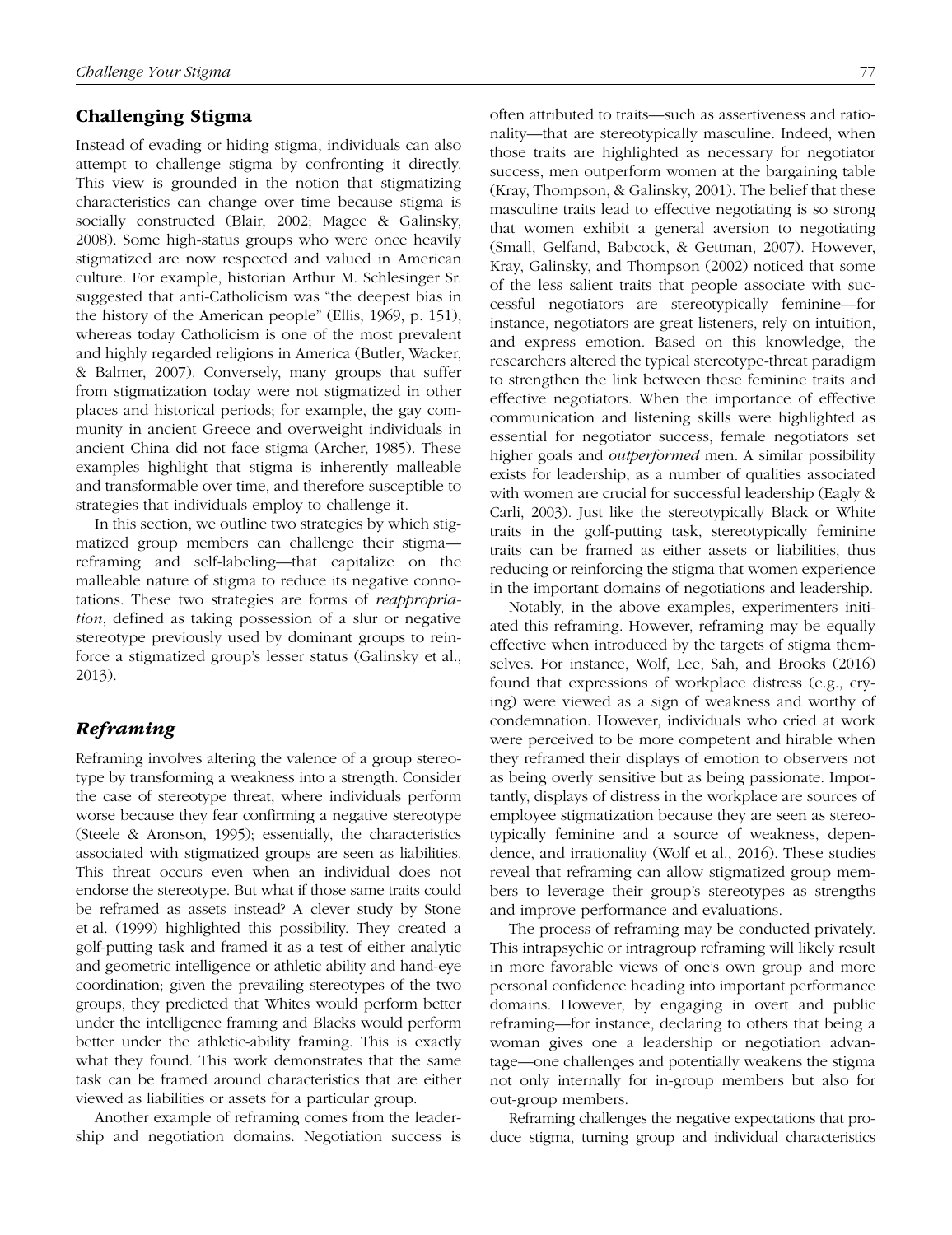## Challenging Stigma

Instead of evading or hiding stigma, individuals can also attempt to challenge stigma by confronting it directly. This view is grounded in the notion that stigmatizing characteristics can change over time because stigma is socially constructed (Blair, 2002; Magee & Galinsky, 2008). Some high-status groups who were once heavily stigmatized are now respected and valued in American culture. For example, historian Arthur M. Schlesinger Sr. suggested that anti-Catholicism was "the deepest bias in the history of the American people" (Ellis, 1969, p. 151), whereas today Catholicism is one of the most prevalent and highly regarded religions in America (Butler, Wacker, & Balmer, 2007). Conversely, many groups that suffer from stigmatization today were not stigmatized in other places and historical periods; for example, the gay community in ancient Greece and overweight individuals in ancient China did not face stigma (Archer, 1985). These examples highlight that stigma is inherently malleable and transformable over time, and therefore susceptible to strategies that individuals employ to challenge it.

In this section, we outline two strategies by which stigmatized group members can challenge their stigma—reframing and self-labeling—that capitalize on the malleable nature of stigma to reduce its negative connotations. These two strategies are forms of *reappropriation*, defined as taking possession of a slur or negative stereotype previously used by dominant groups to reinforce a stigmatized group's lesser status (Galinsky et al., 2013).

### *Reframing*

Reframing involves altering the valence of a group stereotype by transforming a weakness into a strength. Consider the case of stereotype threat, where individuals perform worse because they fear confirming a negative stereotype (Steele & Aronson, 1995); essentially, the characteristics associated with stigmatized groups are seen as liabilities. This threat occurs even when an individual does not endorse the stereotype. But what if those same traits could be reframed as assets instead? A clever study by Stone et al. (1999) highlighted this possibility. They created a golf-putting task and framed it as a test of either analytic and geometric intelligence or athletic ability and hand-eye coordination; given the prevailing stereotypes of the two groups, they predicted that Whites would perform better under the intelligence framing and Blacks would perform better under the athletic-ability framing. This is exactly what they found. This work demonstrates that the same task can be framed around characteristics that are either viewed as liabilities or assets for a particular group.

Another example of reframing comes from the leadership and negotiation domains. Negotiation success is often attributed to traits—such as assertiveness and rationality—that are stereotypically masculine. Indeed, when those traits are highlighted as necessary for negotiator success, men outperform women at the bargaining table (Kray, Thompson, & Galinsky, 2001). The belief that these masculine traits lead to effective negotiating is so strong that women exhibit a general aversion to negotiating (Small, Gelfand, Babcock, & Gettman, 2007). However, Kray, Galinsky, and Thompson (2002) noticed that some of the less salient traits that people associate with successful negotiators are stereotypically feminine—for instance, negotiators are great listeners, rely on intuition, and express emotion. Based on this knowledge, the researchers altered the typical stereotype-threat paradigm to strengthen the link between these feminine traits and effective negotiators. When the importance of effective communication and listening skills were highlighted as essential for negotiator success, female negotiators set higher goals and *outperformed* men. A similar possibility exists for leadership, as a number of qualities associated with women are crucial for successful leadership (Eagly & Carli, 2003). Just like the stereotypically Black or White traits in the golf-putting task, stereotypically feminine traits can be framed as either assets or liabilities, thus reducing or reinforcing the stigma that women experience in the important domains of negotiations and leadership.

Notably, in the above examples, experimenters initiated this reframing. However, reframing may be equally effective when introduced by the targets of stigma themselves. For instance, Wolf, Lee, Sah, and Brooks (2016) found that expressions of workplace distress (e.g., crying) were viewed as a sign of weakness and worthy of condemnation. However, individuals who cried at work were perceived to be more competent and hirable when they reframed their displays of emotion to observers not as being overly sensitive but as being passionate. Importantly, displays of distress in the workplace are sources of employee stigmatization because they are seen as stereotypically feminine and a source of weakness, dependence, and irrationality (Wolf et al., 2016). These studies reveal that reframing can allow stigmatized group members to leverage their group's stereotypes as strengths and improve performance and evaluations.

The process of reframing may be conducted privately. This intrapsychic or intragroup reframing will likely result in more favorable views of one's own group and more personal confidence heading into important performance domains. However, by engaging in overt and public reframing—for instance, declaring to others that being a woman gives one a leadership or negotiation advantage—one challenges and potentially weakens the stigma not only internally for in-group members but also for out-group members.

Reframing challenges the negative expectations that produce stigma, turning group and individual characteristics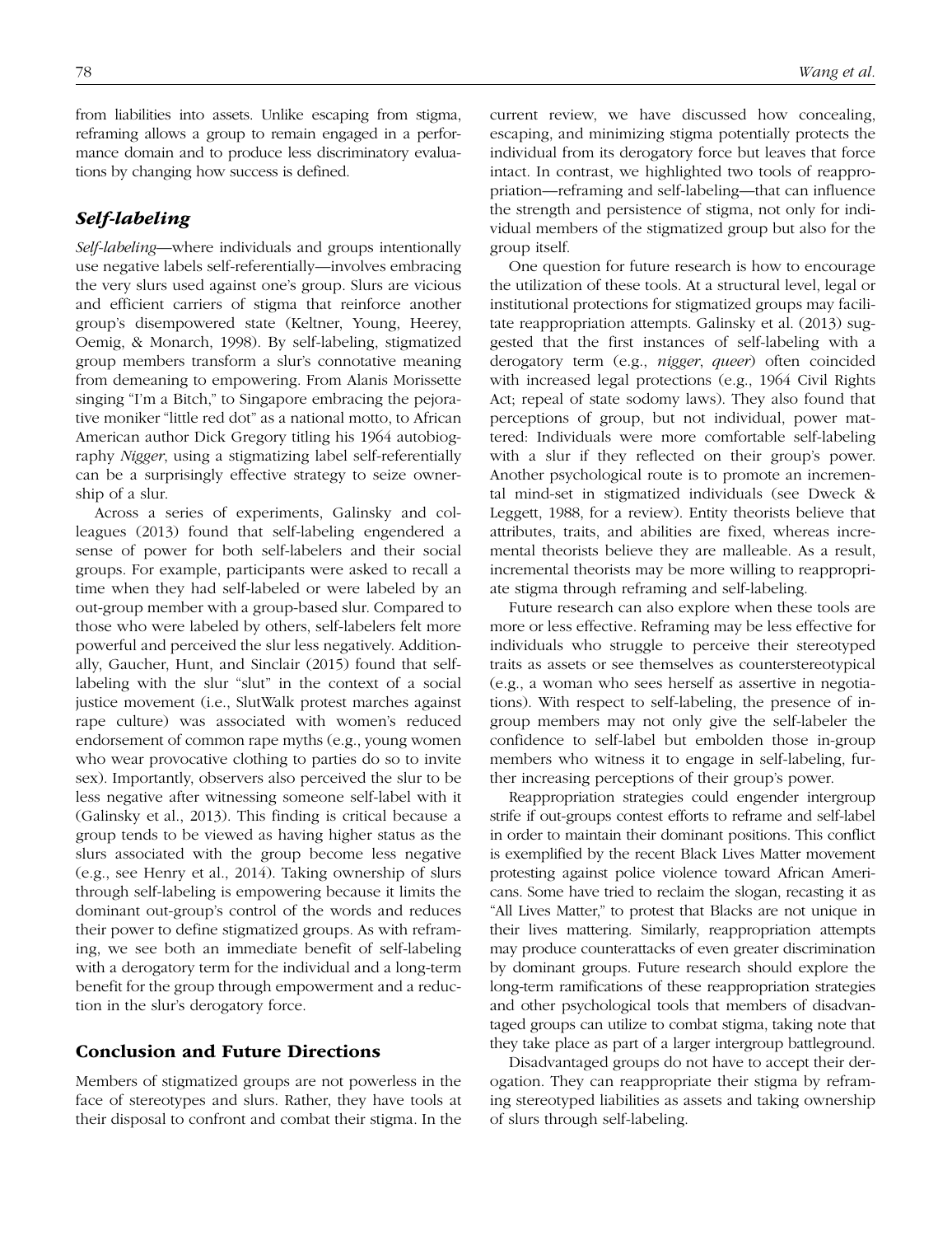from liabilities into assets. Unlike escaping from stigma, reframing allows a group to remain engaged in a performance domain and to produce less discriminatory evaluations by changing how success is defined.

### *Self-labeling*

*Self-labeling*—where individuals and groups intentionally use negative labels self-referentially—involves embracing the very slurs used against one's group. Slurs are vicious and efficient carriers of stigma that reinforce another group's disempowered state (Keltner, Young, Heerey, Oemig, & Monarch, 1998). By self-labeling, stigmatized group members transform a slur's connotative meaning from demeaning to empowering. From Alanis Morissette singing "I'm a Bitch," to Singapore embracing the pejorative moniker "little red dot" as a national motto, to African American author Dick Gregory titling his 1964 autobiography *Nigger*, using a stigmatizing label self-referentially can be a surprisingly effective strategy to seize ownership of a slur.

Across a series of experiments, Galinsky and colleagues (2013) found that self-labeling engendered a sense of power for both self-labelers and their social groups. For example, participants were asked to recall a time when they had self-labeled or were labeled by an out-group member with a group-based slur. Compared to those who were labeled by others, self-labelers felt more powerful and perceived the slur less negatively. Additionally, Gaucher, Hunt, and Sinclair (2015) found that self-labeling with the slur "slut" in the context of a social justice movement (i.e., SlutWalk protest marches against rape culture) was associated with women's reduced endorsement of common rape myths (e.g., young women who wear provocative clothing to parties do so to invite sex). Importantly, observers also perceived the slur to be less negative after witnessing someone self-label with it (Galinsky et al., 2013). This finding is critical because a group tends to be viewed as having higher status as the slurs associated with the group become less negative (e.g., see Henry et al., 2014). Taking ownership of slurs through self-labeling is empowering because it limits the dominant out-group's control of the words and reduces their power to define stigmatized groups. As with reframing, we see both an immediate benefit of self-labeling with a derogatory term for the individual and a long-term benefit for the group through empowerment and a reduction in the slur's derogatory force.

## Conclusion and Future Directions

Members of stigmatized groups are not powerless in the face of stereotypes and slurs. Rather, they have tools at their disposal to confront and combat their stigma. In the current review, we have discussed how concealing, escaping, and minimizing stigma potentially protects the individual from its derogatory force but leaves that force intact. In contrast, we highlighted two tools of reappropriation—reframing and self-labeling—that can influence the strength and persistence of stigma, not only for individual members of the stigmatized group but also for the group itself.

One question for future research is how to encourage the utilization of these tools. At a structural level, legal or institutional protections for stigmatized groups may facilitate reappropriation attempts. Galinsky et al. (2013) suggested that the first instances of self-labeling with a derogatory term (e.g., *nigger*, *queer*) often coincided with increased legal protections (e.g., 1964 Civil Rights Act; repeal of state sodomy laws). They also found that perceptions of group, but not individual, power mattered: Individuals were more comfortable self-labeling with a slur if they reflected on their group's power. Another psychological route is to promote an incremental mind-set in stigmatized individuals (see Dweck & Leggett, 1988, for a review). Entity theorists believe that attributes, traits, and abilities are fixed, whereas incremental theorists believe they are malleable. As a result, incremental theorists may be more willing to reappropriate stigma through reframing and self-labeling.

Future research can also explore when these tools are more or less effective. Reframing may be less effective for individuals who struggle to perceive their stereotyped traits as assets or see themselves as counterstereotypical (e.g., a woman who sees herself as assertive in negotiations). With respect to self-labeling, the presence of in-group members may not only give the self-labeler the confidence to self-label but embolden those in-group members who witness it to engage in self-labeling, further increasing perceptions of their group's power.

Reappropriation strategies could engender intergroup strife if out-groups contest efforts to reframe and self-label in order to maintain their dominant positions. This conflict is exemplified by the recent Black Lives Matter movement protesting against police violence toward African Americans. Some have tried to reclaim the slogan, recasting it as "All Lives Matter," to protest that Blacks are not unique in their lives mattering. Similarly, reappropriation attempts may produce counterattacks of even greater discrimination by dominant groups. Future research should explore the long-term ramifications of these reappropriation strategies and other psychological tools that members of disadvantaged groups can utilize to combat stigma, taking note that they take place as part of a larger intergroup battleground.

Disadvantaged groups do not have to accept their derogation. They can reappropriate their stigma by reframing stereotyped liabilities as assets and taking ownership of slurs through self-labeling.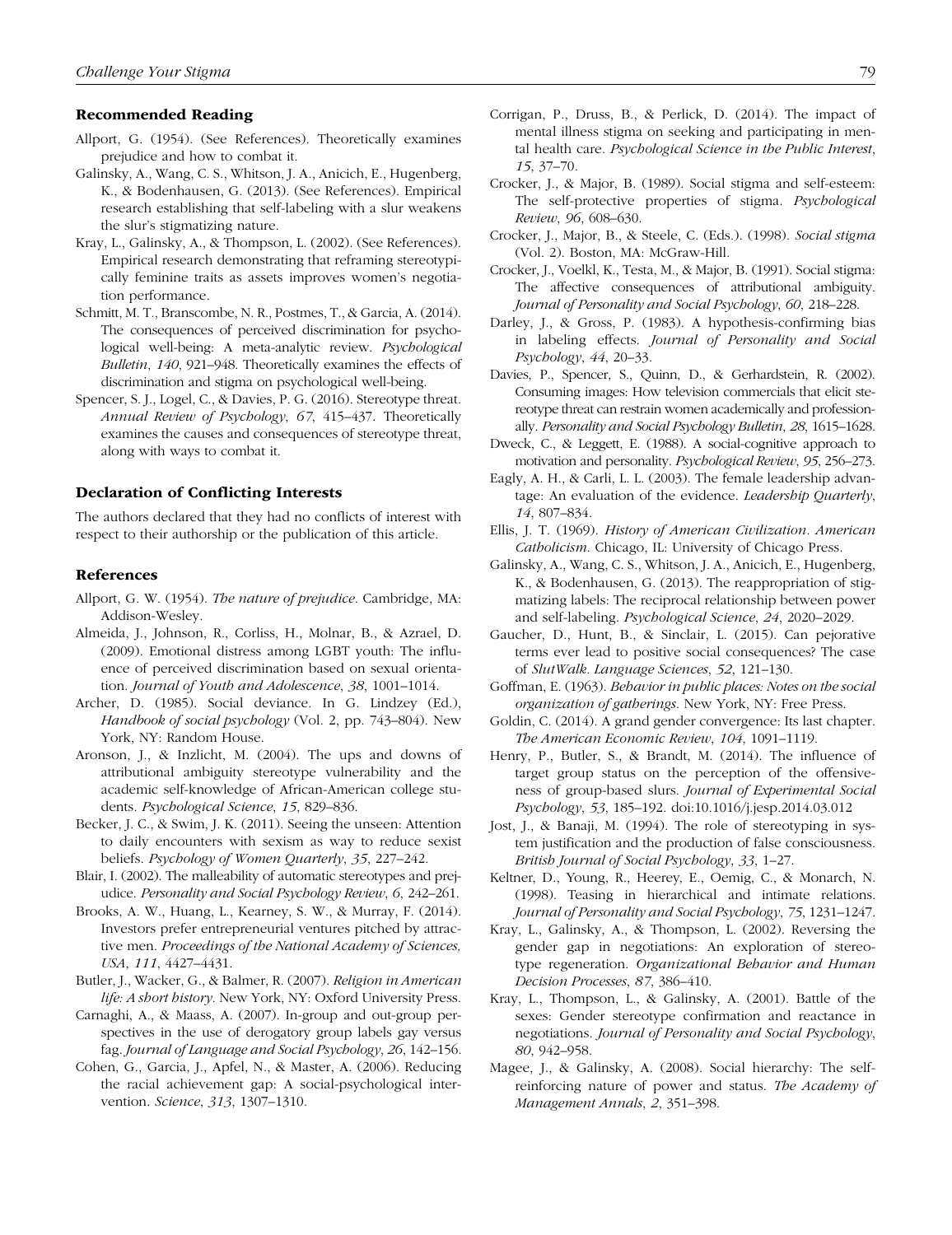## Recommended Reading

Allport, G. (1954). (See References). Theoretically examines prejudice and how to combat it.

Galinsky, A., Wang, C. S., Whitson, J. A., Anicich, E., Hugenberg, K., & Bodenhausen, G. (2013). (See References). Empirical research establishing that self-labeling with a slur weakens the slur's stigmatizing nature.

Kray, L., Galinsky, A., & Thompson, L. (2002). (See References). Empirical research demonstrating that reframing stereotypically feminine traits as assets improves women's negotiation performance.

Schmitt, M. T., Branscombe, N. R., Postmes, T., & Garcia, A. (2014). The consequences of perceived discrimination for psychological well-being: A meta-analytic review. *Psychological Bulletin*, *140*, 921–948. Theoretically examines the effects of discrimination and stigma on psychological well-being.

Spencer, S. J., Logel, C., & Davies, P. G. (2016). Stereotype threat. *Annual Review of Psychology*, *67*, 415–437. Theoretically examines the causes and consequences of stereotype threat, along with ways to combat it.

## Declaration of Conflicting Interests

The authors declared that they had no conflicts of interest with respect to their authorship or the publication of this article.

## References

Allport, G. W. (1954). *The nature of prejudice*. Cambridge, MA: Addison-Wesley.

Almeida, J., Johnson, R., Corliss, H., Molnar, B., & Azrael, D. (2009). Emotional distress among LGBT youth: The influence of perceived discrimination based on sexual orientation. *Journal of Youth and Adolescence*, *38*, 1001–1014.

Archer, D. (1985). Social deviance. In G. Lindzey (Ed.), *Handbook of social psychology* (Vol. 2, pp. 743–804). New York, NY: Random House.

Aronson, J., & Inzlicht, M. (2004). The ups and downs of attributional ambiguity stereotype vulnerability and the academic self-knowledge of African-American college students. *Psychological Science*, *15*, 829–836.

Becker, J. C., & Swim, J. K. (2011). Seeing the unseen: Attention to daily encounters with sexism as way to reduce sexist beliefs. *Psychology of Women Quarterly*, *35*, 227–242.

Blair, I. (2002). The malleability of automatic stereotypes and prejudice. *Personality and Social Psychology Review*, *6*, 242–261.

Brooks, A. W., Huang, L., Kearney, S. W., & Murray, F. (2014). Investors prefer entrepreneurial ventures pitched by attractive men. *Proceedings of the National Academy of Sciences, USA*, *111*, 4427–4431.

Butler, J., Wacker, G., & Balmer, R. (2007). *Religion in American life: A short history*. New York, NY: Oxford University Press.

Carnaghi, A., & Maass, A. (2007). In-group and out-group perspectives in the use of derogatory group labels gay versus fag. *Journal of Language and Social Psychology*, *26*, 142–156.

Cohen, G., Garcia, J., Apfel, N., & Master, A. (2006). Reducing the racial achievement gap: A social-psychological intervention. *Science*, *313*, 1307–1310.

Corrigan, P., Druss, B., & Perlick, D. (2014). The impact of mental illness stigma on seeking and participating in mental health care. *Psychological Science in the Public Interest*, *15*, 37–70.

Crocker, J., & Major, B. (1989). Social stigma and self-esteem: The self-protective properties of stigma. *Psychological Review*, *96*, 608–630.

Crocker, J., Major, B., & Steele, C. (Eds.). (1998). *Social stigma* (Vol. 2). Boston, MA: McGraw-Hill.

Crocker, J., Voelkl, K., Testa, M., & Major, B. (1991). Social stigma: The affective consequences of attributional ambiguity. *Journal of Personality and Social Psychology*, *60*, 218–228.

Darley, J., & Gross, P. (1983). A hypothesis-confirming bias in labeling effects. *Journal of Personality and Social Psychology*, *44*, 20–33.

Davies, P., Spencer, S., Quinn, D., & Gerhardstein, R. (2002). Consuming images: How television commercials that elicit stereotype threat can restrain women academically and professionally. *Personality and Social Psychology Bulletin*, *28*, 1615–1628.

Dweck, C., & Leggett, E. (1988). A social-cognitive approach to motivation and personality. *Psychological Review*, *95*, 256–273.

Eagly, A. H., & Carli, L. L. (2003). The female leadership advantage: An evaluation of the evidence. *Leadership Quarterly*, *14*, 807–834.

Ellis, J. T. (1969). *History of American Civilization. American Catholicism*. Chicago, IL: University of Chicago Press.

Galinsky, A., Wang, C. S., Whitson, J. A., Anicich, E., Hugenberg, K., & Bodenhausen, G. (2013). The reappropriation of stigmatizing labels: The reciprocal relationship between power and self-labeling. *Psychological Science*, *24*, 2020–2029.

Gaucher, D., Hunt, B., & Sinclair, L. (2015). Can pejorative terms ever lead to positive social consequences? The case of *SlutWalk*. *Language Sciences*, *52*, 121–130.

Goffman, E. (1963). *Behavior in public places: Notes on the social organization of gatherings*. New York, NY: Free Press.

Goldin, C. (2014). A grand gender convergence: Its last chapter. *The American Economic Review*, *104*, 1091–1119.

Henry, P., Butler, S., & Brandt, M. (2014). The influence of target group status on the perception of the offensiveness of group-based slurs. *Journal of Experimental Social Psychology*, *53*, 185–192. doi:10.1016/j.jesp.2014.03.012

Jost, J., & Banaji, M. (1994). The role of stereotyping in system justification and the production of false consciousness. *British Journal of Social Psychology*, *33*, 1–27.

Keltner, D., Young, R., Heerey, E., Oemig, C., & Monarch, N. (1998). Teasing in hierarchical and intimate relations. *Journal of Personality and Social Psychology*, *75*, 1231–1247.

Kray, L., Galinsky, A., & Thompson, L. (2002). Reversing the gender gap in negotiations: An exploration of stereotype regeneration. *Organizational Behavior and Human Decision Processes*, *87*, 386–410.

Kray, L., Thompson, L., & Galinsky, A. (2001). Battle of the sexes: Gender stereotype confirmation and reactance in negotiations. *Journal of Personality and Social Psychology*, *80*, 942–958.

Magee, J., & Galinsky, A. (2008). Social hierarchy: The self-reinforcing nature of power and status. *The Academy of Management Annals*, *2*, 351–398.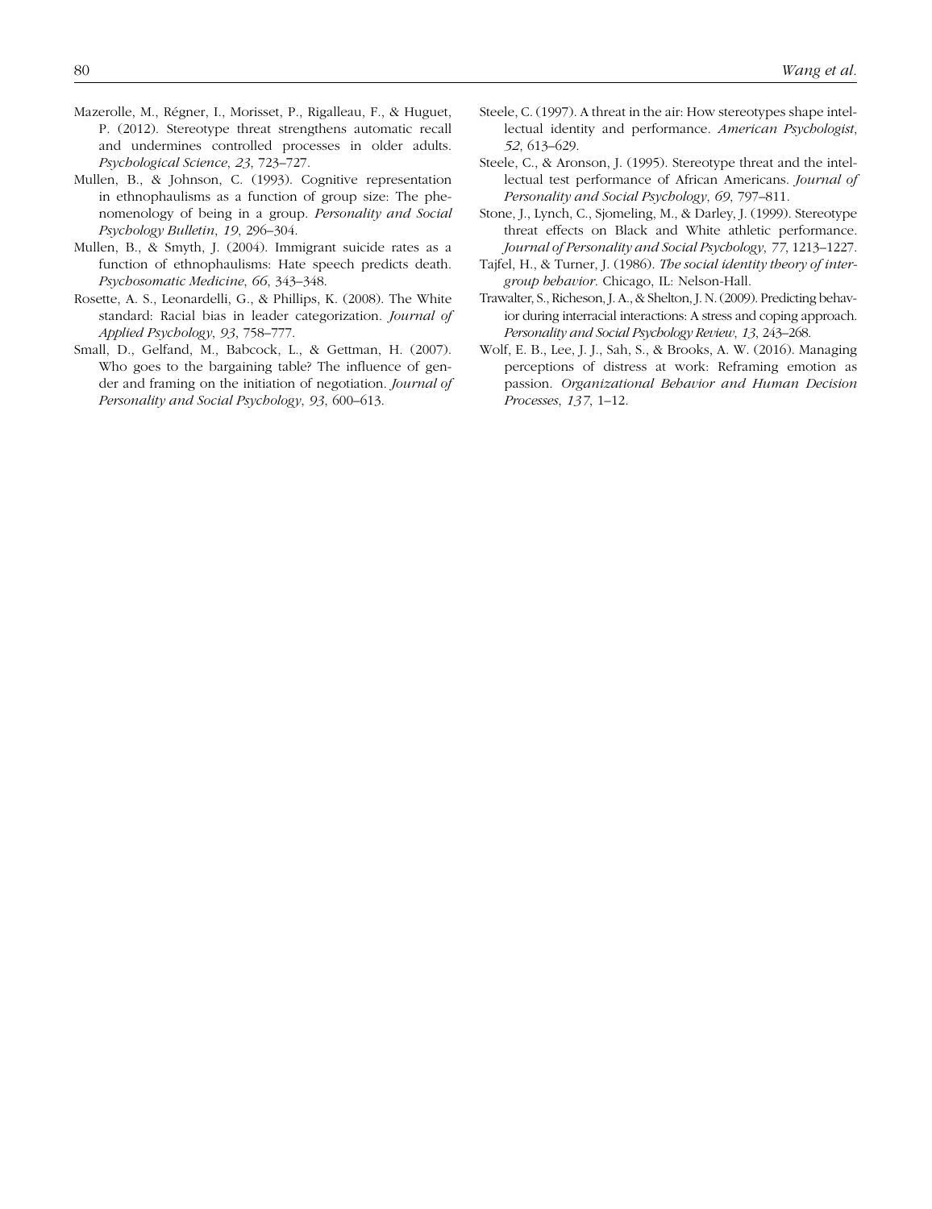Mazerolle, M., Régner, I., Morisset, P., Rigalleau, F., & Huguet, P. (2012). Stereotype threat strengthens automatic recall and undermines controlled processes in older adults. *Psychological Science*, *23*, 723–727.

Mullen, B., & Johnson, C. (1993). Cognitive representation in ethnophaulisms as a function of group size: The phenomenology of being in a group. *Personality and Social Psychology Bulletin*, *19*, 296–304.

Mullen, B., & Smyth, J. (2004). Immigrant suicide rates as a function of ethnophaulisms: Hate speech predicts death. *Psychosomatic Medicine*, *66*, 343–348.

Rosette, A. S., Leonardelli, G., & Phillips, K. (2008). The White standard: Racial bias in leader categorization. *Journal of Applied Psychology*, *93*, 758–777.

Small, D., Gelfand, M., Babcock, L., & Gettman, H. (2007). Who goes to the bargaining table? The influence of gender and framing on the initiation of negotiation. *Journal of Personality and Social Psychology*, *93*, 600–613.

Steele, C. (1997). A threat in the air: How stereotypes shape intellectual identity and performance. *American Psychologist*, *52*, 613–629.

Steele, C., & Aronson, J. (1995). Stereotype threat and the intellectual test performance of African Americans. *Journal of Personality and Social Psychology*, *69*, 797–811.

Stone, J., Lynch, C., Sjomeling, M., & Darley, J. (1999). Stereotype threat effects on Black and White athletic performance. *Journal of Personality and Social Psychology*, *77*, 1213–1227.

Tajfel, H., & Turner, J. (1986). *The social identity theory of intergroup behavior*. Chicago, IL: Nelson-Hall.

Trawalter, S., Richeson, J. A., & Shelton, J. N. (2009). Predicting behavior during interracial interactions: A stress and coping approach. *Personality and Social Psychology Review*, *13*, 243–268.

Wolf, E. B., Lee, J. J., Sah, S., & Brooks, A. W. (2016). Managing perceptions of distress at work: Reframing emotion as passion. *Organizational Behavior and Human Decision Processes*, *137*, 1–12.